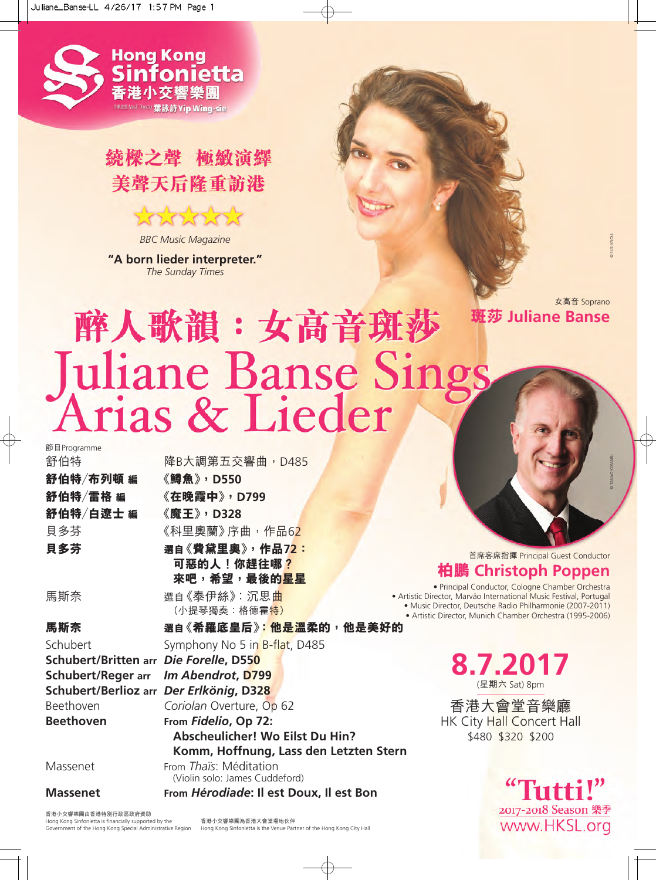# Hong Kong Sinfonietta 香港小交響樂團

音樂總監 Music Director 葉詠詩 Yip Wing-sie

繞樑之聲 極緻演繹
美聲天后隆重訪港

★★★★★
*BBC Music Magazine*

**"A born lieder interpreter."**
*The Sunday Times*

女高音 Soprano
**班莎 Juliane Banse**

# 醉人歌韻：女高音班莎
# Juliane Banse Sings Arias & Lieder

節目Programme

| | |
|---|---|
| 舒伯特 | 降B大調第五交響曲，D485 |
| **舒伯特/布列頓 編** | **《鱒魚》，D550** |
| **舒伯特/雷格 編** | **《在晚霞中》，D799** |
| **舒伯特/白遼士 編** | **《魔王》，D328** |
| 貝多芬 | 《科里奧蘭》序曲，作品62 |
| **貝多芬** | **選自《費黛里奧》，作品72：可惡的人！你趕往哪？來吧，希望，最後的星星** |
| 馬斯奈 | 選自《泰伊絲》：沉思曲（小提琴獨奏：格德霍特） |
| **馬斯奈** | **選自《希羅底皇后》：他是溫柔的，他是美好的** |
| Schubert | Symphony No 5 in B-flat, D485 |
| **Schubert/Britten arr** | ***Die Forelle*, D550** |
| **Schubert/Reger arr** | ***Im Abendrot*, D799** |
| **Schubert/Berlioz arr** | ***Der Erlkönig*, D328** |
| Beethoven | *Coriolan* Overture, Op 62 |
| **Beethoven** | **From *Fidelio*, Op 72: Abscheulicher! Wo Eilst Du Hin? Komm, Hoffnung, Lass den Letzten Stern** |
| Massenet | From *Thaïs*: Méditation (Violin solo: James Cuddeford) |
| **Massenet** | **From *Hérodiade*: Il est Doux, Il est Bon** |

首席客席指揮 Principal Guest Conductor
**柏鵬 Christoph Poppen**

- Principal Conductor, Cologne Chamber Orchestra
- Artistic Director, Marvão International Music Festival, Portugal
- Music Director, Deutsche Radio Philharmonie (2007-2011)
- Artistic Director, Munich Chamber Orchestra (1995-2006)

**8.7.2017**
(星期六 Sat) 8pm

香港大會堂音樂廳
HK City Hall Concert Hall
$480 $320 $200

"Tutti!"
2017-2018 Season 樂季
www.HKSL.org

香港小交響樂團由香港特別行政區政府資助
Hong Kong Sinfonietta is financially supported by the Government of the Hong Kong Special Administrative Region

香港小交響樂團為香港大會堂場地伙伴
Hong Kong Sinfonietta is the Venue Partner of the Hong Kong City Hall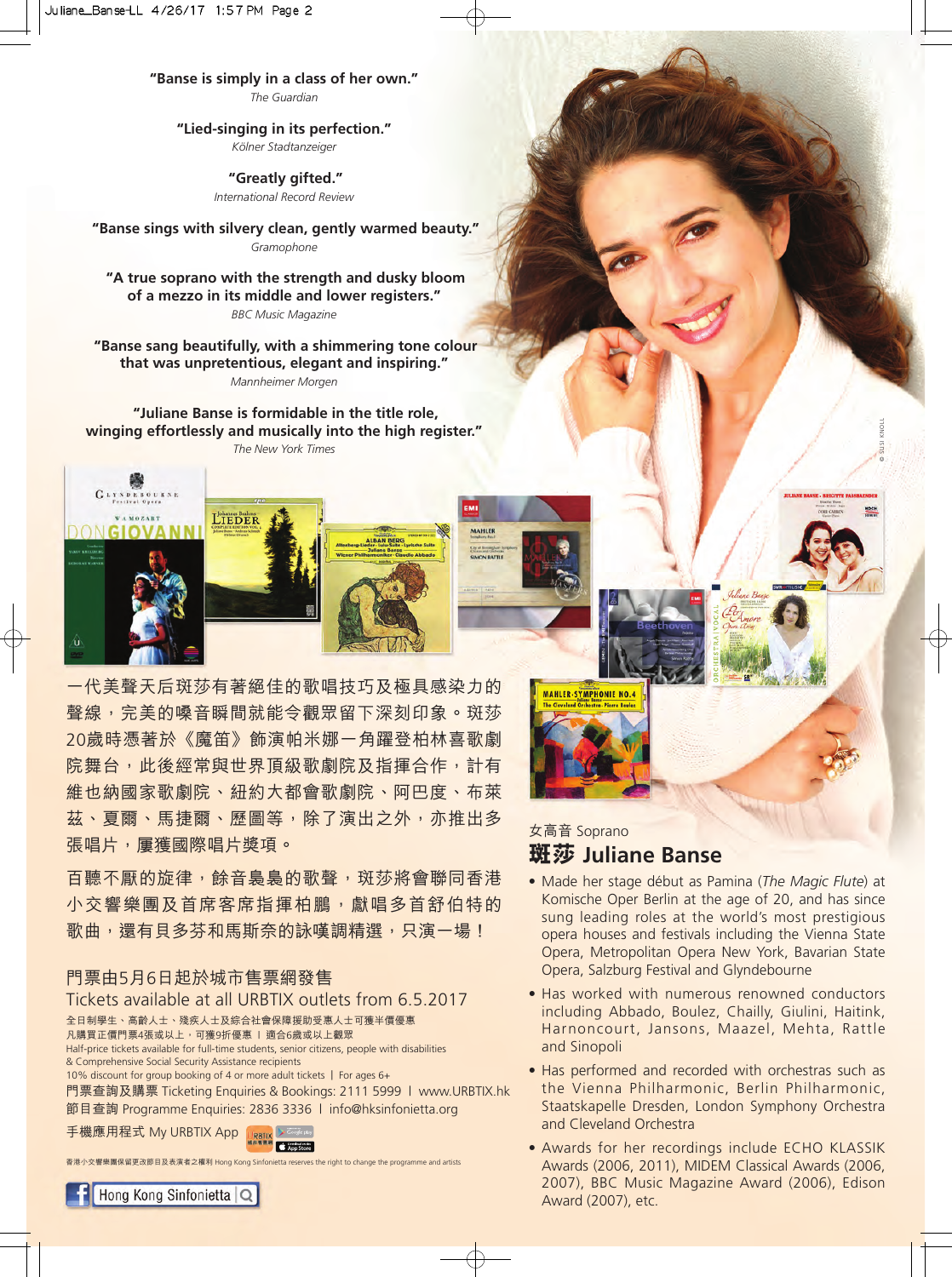"Banse is simply in a class of her own."
*The Guardian*

"Lied-singing in its perfection."
*Kölner Stadtanzeiger*

"Greatly gifted."
*International Record Review*

"Banse sings with silvery clean, gently warmed beauty."
*Gramophone*

"A true soprano with the strength and dusky bloom of a mezzo in its middle and lower registers."
*BBC Music Magazine*

"Banse sang beautifully, with a shimmering tone colour that was unpretentious, elegant and inspiring."
*Mannheimer Morgen*

"Juliane Banse is formidable in the title role, winging effortlessly and musically into the high register."
*The New York Times*

一代美聲天后斑莎有著絕佳的歌唱技巧及極具感染力的聲線，完美的嗓音瞬間就能令觀眾留下深刻印象。斑莎20歲時憑著於《魔笛》飾演帕米娜一角躍登柏林喜歌劇院舞台，此後經常與世界頂級歌劇院及指揮合作，計有維也納國家歌劇院、紐約大都會歌劇院、阿巴度、布萊茲、夏爾、馬捷爾、歷圖等，除了演出之外，亦推出多張唱片，屢獲國際唱片獎項。

百聽不厭的旋律，餘音裊裊的歌聲，斑莎將會聯同香港小交響樂團及首席客席指揮柏鵬，獻唱多首舒伯特的歌曲，還有貝多芬和馬斯奈的詠嘆調精選，只演一場！

門票由5月6日起於城市售票網發售
Tickets available at all URBTIX outlets from 6.5.2017

全日制學生、高齡人士、殘疾人士及綜合社會保障援助受惠人士可獲半價優惠
凡購買正價門票4張或以上，可獲9折優惠 | 適合6歲或以上觀眾
Half-price tickets available for full-time students, senior citizens, people with disabilities & Comprehensive Social Security Assistance recipients
10% discount for group booking of 4 or more adult tickets | For ages 6+

門票查詢及購票 Ticketing Enquiries & Bookings: 2111 5999 | www.URBTIX.hk
節目查詢 Programme Enquiries: 2836 3336 | info@hksinfonietta.org
手機應用程式 My URBTIX App

香港小交響樂團保留更改節目及表演者之權利 Hong Kong Sinfonietta reserves the right to change the programme and artists

Hong Kong Sinfonietta

女高音 Soprano

## 斑莎 Juliane Banse

- Made her stage début as Pamina (*The Magic Flute*) at Komische Oper Berlin at the age of 20, and has since sung leading roles at the world's most prestigious opera houses and festivals including the Vienna State Opera, Metropolitan Opera New York, Bavarian State Opera, Salzburg Festival and Glyndebourne
- Has worked with numerous renowned conductors including Abbado, Boulez, Chailly, Giulini, Haitink, Harnoncourt, Jansons, Maazel, Mehta, Rattle and Sinopoli
- Has performed and recorded with orchestras such as the Vienna Philharmonic, Berlin Philharmonic, Staatskapelle Dresden, London Symphony Orchestra and Cleveland Orchestra
- Awards for her recordings include ECHO KLASSIK Awards (2006, 2011), MIDEM Classical Awards (2006, 2007), BBC Music Magazine Award (2006), Edison Award (2007), etc.